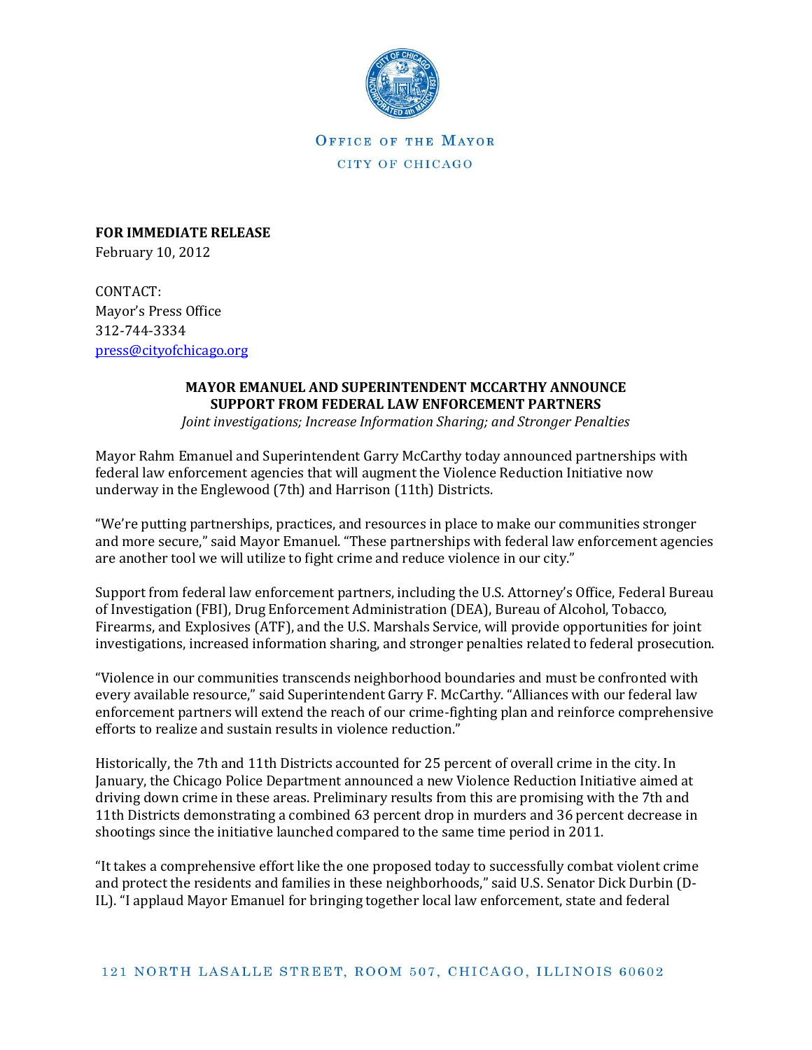OFFICE OF THE MAYOR

CITY OF CHICAGO

**FOR IMMEDIATE RELEASE**
February 10, 2012

CONTACT:
Mayor's Press Office
312-744-3334
press@cityofchicago.org

**MAYOR EMANUEL AND SUPERINTENDENT MCCARTHY ANNOUNCE SUPPORT FROM FEDERAL LAW ENFORCEMENT PARTNERS**

*Joint investigations; Increase Information Sharing; and Stronger Penalties*

Mayor Rahm Emanuel and Superintendent Garry McCarthy today announced partnerships with federal law enforcement agencies that will augment the Violence Reduction Initiative now underway in the Englewood (7th) and Harrison (11th) Districts.

"We're putting partnerships, practices, and resources in place to make our communities stronger and more secure," said Mayor Emanuel. "These partnerships with federal law enforcement agencies are another tool we will utilize to fight crime and reduce violence in our city."

Support from federal law enforcement partners, including the U.S. Attorney's Office, Federal Bureau of Investigation (FBI), Drug Enforcement Administration (DEA), Bureau of Alcohol, Tobacco, Firearms, and Explosives (ATF), and the U.S. Marshals Service, will provide opportunities for joint investigations, increased information sharing, and stronger penalties related to federal prosecution.

"Violence in our communities transcends neighborhood boundaries and must be confronted with every available resource," said Superintendent Garry F. McCarthy. "Alliances with our federal law enforcement partners will extend the reach of our crime-fighting plan and reinforce comprehensive efforts to realize and sustain results in violence reduction."

Historically, the 7th and 11th Districts accounted for 25 percent of overall crime in the city. In January, the Chicago Police Department announced a new Violence Reduction Initiative aimed at driving down crime in these areas. Preliminary results from this are promising with the 7th and 11th Districts demonstrating a combined 63 percent drop in murders and 36 percent decrease in shootings since the initiative launched compared to the same time period in 2011.

"It takes a comprehensive effort like the one proposed today to successfully combat violent crime and protect the residents and families in these neighborhoods," said U.S. Senator Dick Durbin (D-IL). "I applaud Mayor Emanuel for bringing together local law enforcement, state and federal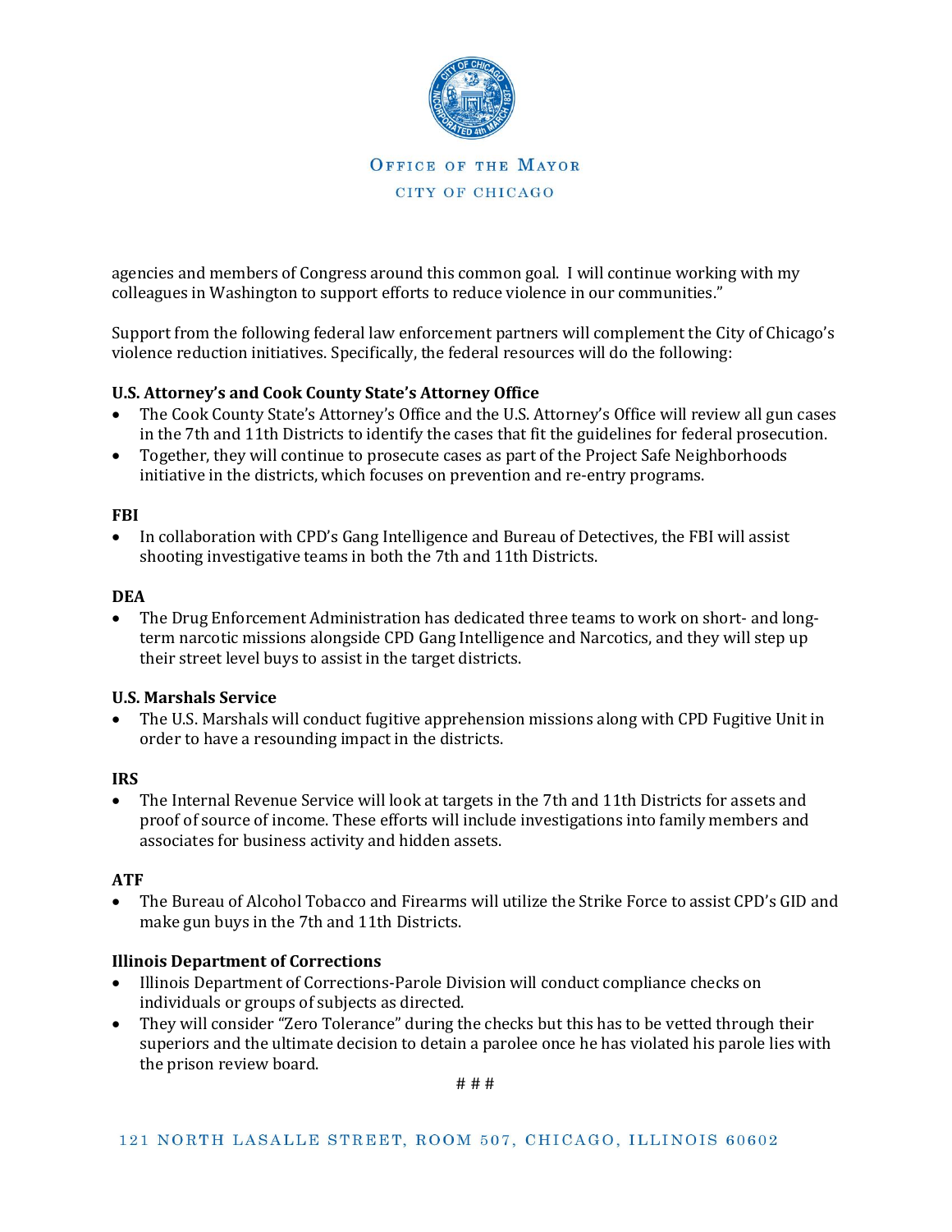agencies and members of Congress around this common goal. I will continue working with my colleagues in Washington to support efforts to reduce violence in our communities."

Support from the following federal law enforcement partners will complement the City of Chicago's violence reduction initiatives. Specifically, the federal resources will do the following:

**U.S. Attorney's and Cook County State's Attorney Office**

- The Cook County State's Attorney's Office and the U.S. Attorney's Office will review all gun cases in the 7th and 11th Districts to identify the cases that fit the guidelines for federal prosecution.
- Together, they will continue to prosecute cases as part of the Project Safe Neighborhoods initiative in the districts, which focuses on prevention and re-entry programs.

**FBI**

- In collaboration with CPD's Gang Intelligence and Bureau of Detectives, the FBI will assist shooting investigative teams in both the 7th and 11th Districts.

**DEA**

- The Drug Enforcement Administration has dedicated three teams to work on short- and long-term narcotic missions alongside CPD Gang Intelligence and Narcotics, and they will step up their street level buys to assist in the target districts.

**U.S. Marshals Service**

- The U.S. Marshals will conduct fugitive apprehension missions along with CPD Fugitive Unit in order to have a resounding impact in the districts.

**IRS**

- The Internal Revenue Service will look at targets in the 7th and 11th Districts for assets and proof of source of income. These efforts will include investigations into family members and associates for business activity and hidden assets.

**ATF**

- The Bureau of Alcohol Tobacco and Firearms will utilize the Strike Force to assist CPD's GID and make gun buys in the 7th and 11th Districts.

**Illinois Department of Corrections**

- Illinois Department of Corrections-Parole Division will conduct compliance checks on individuals or groups of subjects as directed.
- They will consider "Zero Tolerance" during the checks but this has to be vetted through their superiors and the ultimate decision to detain a parolee once he has violated his parole lies with the prison review board.

# # #